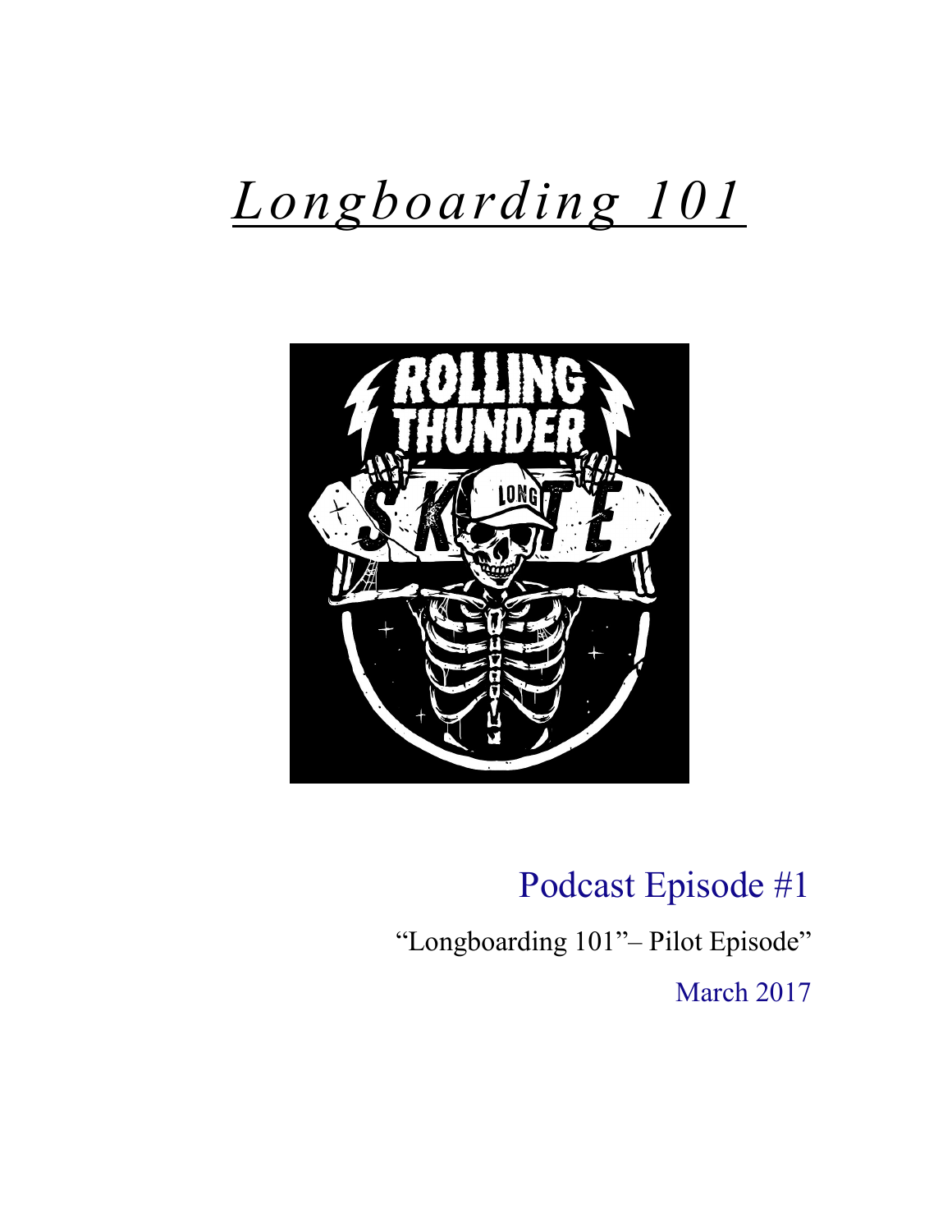# *Longboarding 101*

Podcast Episode #1

"Longboarding 101"– Pilot Episode"

March 2017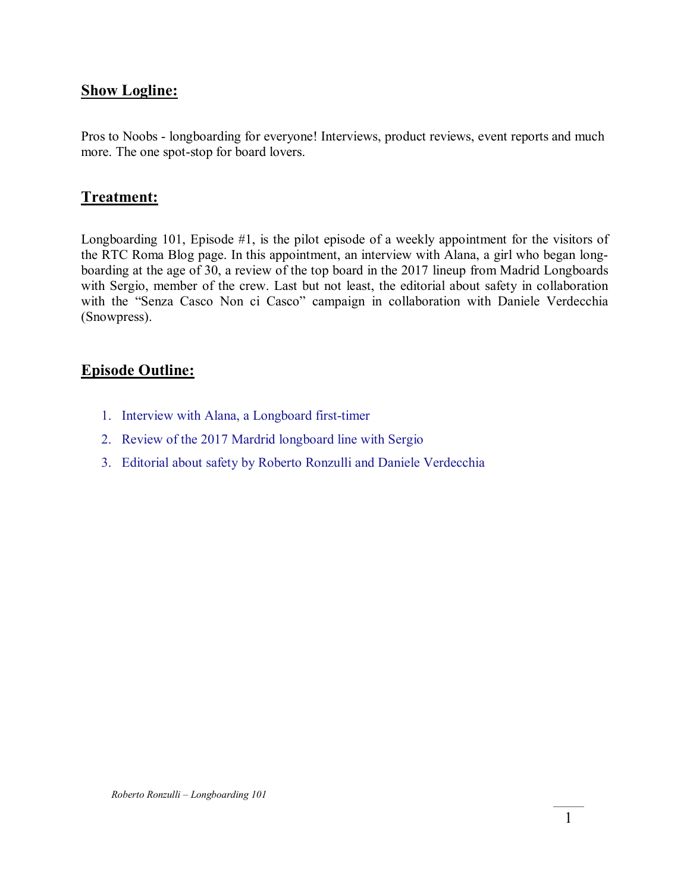## Show Logline:

Pros to Noobs - longboarding for everyone! Interviews, product reviews, event reports and much more. The one spot-stop for board lovers.

## Treatment:

Longboarding 101, Episode #1, is the pilot episode of a weekly appointment for the visitors of the RTC Roma Blog page. In this appointment, an interview with Alana, a girl who began long-boarding at the age of 30, a review of the top board in the 2017 lineup from Madrid Longboards with Sergio, member of the crew. Last but not least, the editorial about safety in collaboration with the "Senza Casco Non ci Casco" campaign in collaboration with Daniele Verdecchia (Snowpress).

## Episode Outline:

1. Interview with Alana, a Longboard first-timer
2. Review of the 2017 Mardrid longboard line with Sergio
3. Editorial about safety by Roberto Ronzulli and Daniele Verdecchia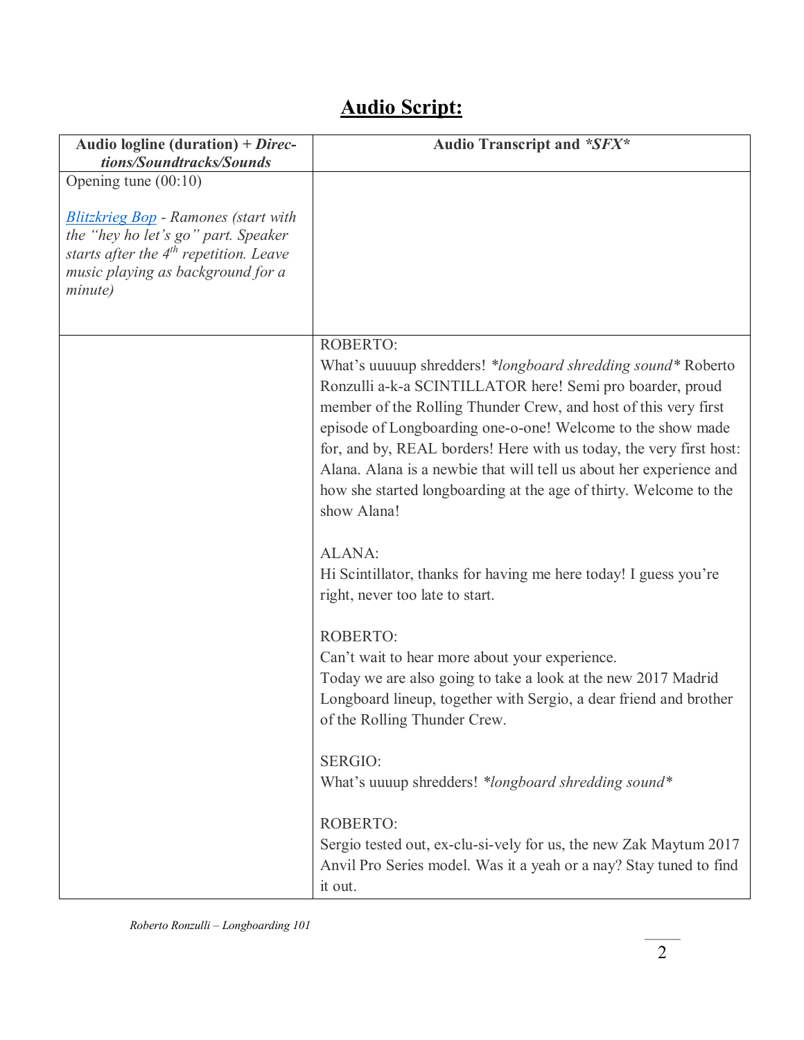## Audio Script:

| Audio logline (duration) + *Directions/Soundtracks/Sounds* | Audio Transcript and ****SFX**** |
| --- | --- |
| Opening tune (00:10)<br><br>*[Blitzkrieg Bop](#) - Ramones (start with the "hey ho let's go" part. Speaker starts after the 4th repetition. Leave music playing as background for a minute)* | |
| | ROBERTO:<br>What's uuuuup shredders! **longboard shredding sound** Roberto Ronzulli a-k-a SCINTILLATOR here! Semi pro boarder, proud member of the Rolling Thunder Crew, and host of this very first episode of Longboarding one-o-one! Welcome to the show made for, and by, REAL borders! Here with us today, the very first host: Alana. Alana is a newbie that will tell us about her experience and how she started longboarding at the age of thirty. Welcome to the show Alana!<br><br>ALANA:<br>Hi Scintillator, thanks for having me here today! I guess you're right, never too late to start.<br><br>ROBERTO:<br>Can't wait to hear more about your experience.<br>Today we are also going to take a look at the new 2017 Madrid Longboard lineup, together with Sergio, a dear friend and brother of the Rolling Thunder Crew.<br><br>SERGIO:<br>What's uuuup shredders! **longboard shredding sound**<br><br>ROBERTO:<br>Sergio tested out, ex-clu-si-vely for us, the new Zak Maytum 2017 Anvil Pro Series model. Was it a yeah or a nay? Stay tuned to find it out. |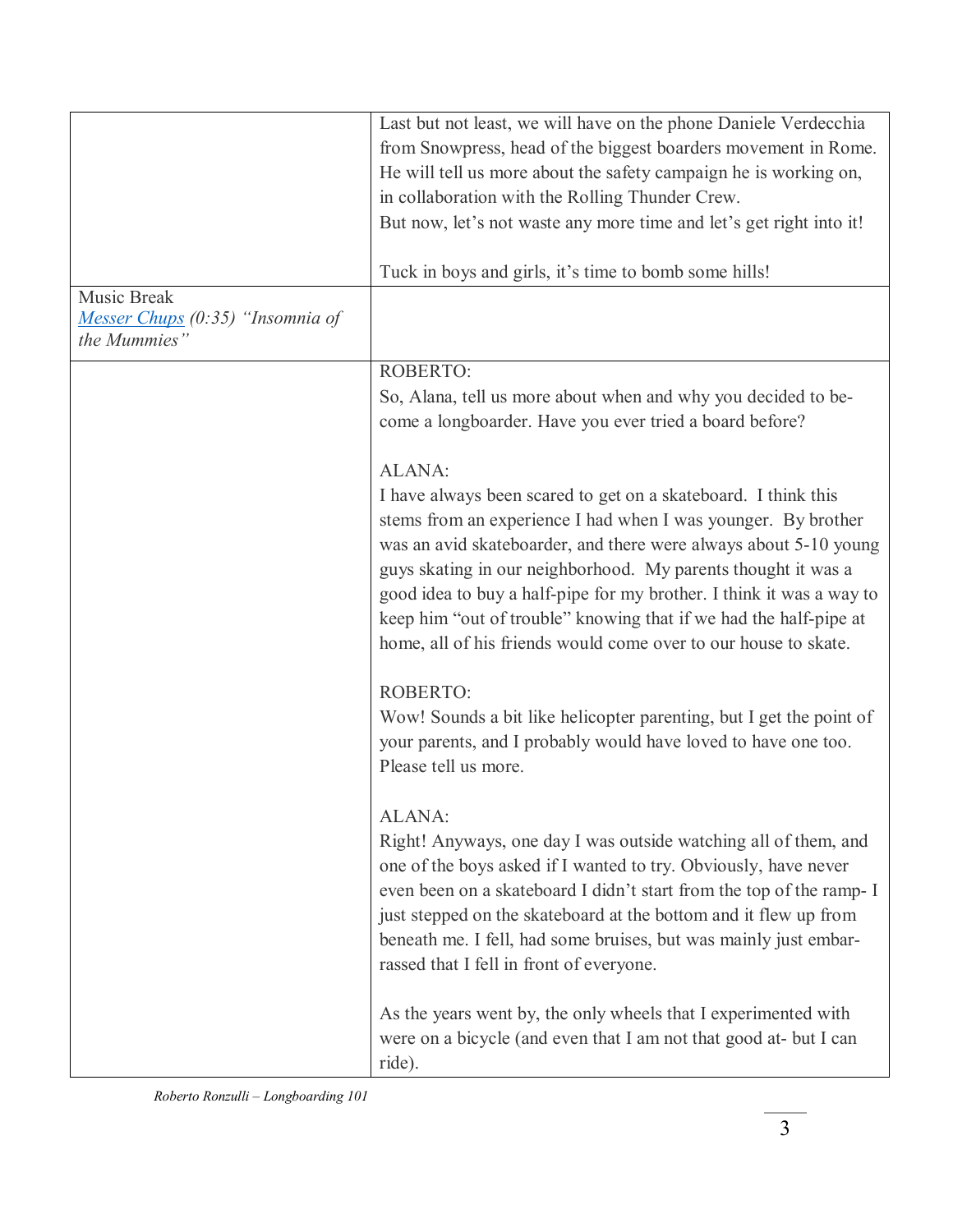| | |
|---|---|
| | Last but not least, we will have on the phone Daniele Verdecchia from Snowpress, head of the biggest boarders movement in Rome. He will tell us more about the safety campaign he is working on, in collaboration with the Rolling Thunder Crew.<br>But now, let's not waste any more time and let's get right into it!<br><br>Tuck in boys and girls, it's time to bomb some hills! |
| Music Break<br>[Messer Chups]() *(0:35) "Insomnia of the Mummies"* | |
| | ROBERTO:<br>So, Alana, tell us more about when and why you decided to become a longboarder. Have you ever tried a board before?<br><br>ALANA:<br>I have always been scared to get on a skateboard. I think this stems from an experience I had when I was younger. By brother was an avid skateboarder, and there were always about 5-10 young guys skating in our neighborhood. My parents thought it was a good idea to buy a half-pipe for my brother. I think it was a way to keep him "out of trouble" knowing that if we had the half-pipe at home, all of his friends would come over to our house to skate.<br><br>ROBERTO:<br>Wow! Sounds a bit like helicopter parenting, but I get the point of your parents, and I probably would have loved to have one too. Please tell us more.<br><br>ALANA:<br>Right! Anyways, one day I was outside watching all of them, and one of the boys asked if I wanted to try. Obviously, have never even been on a skateboard I didn't start from the top of the ramp- I just stepped on the skateboard at the bottom and it flew up from beneath me. I fell, had some bruises, but was mainly just embarrassed that I fell in front of everyone.<br><br>As the years went by, the only wheels that I experimented with were on a bicycle (and even that I am not that good at- but I can ride). |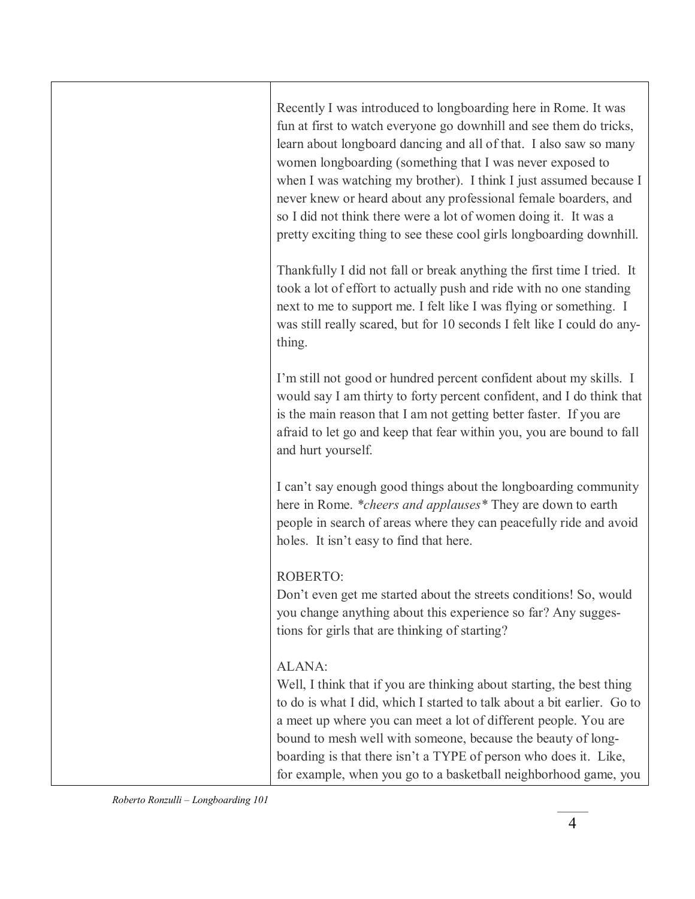Recently I was introduced to longboarding here in Rome. It was fun at first to watch everyone go downhill and see them do tricks, learn about longboard dancing and all of that. I also saw so many women longboarding (something that I was never exposed to when I was watching my brother). I think I just assumed because I never knew or heard about any professional female boarders, and so I did not think there were a lot of women doing it. It was a pretty exciting thing to see these cool girls longboarding downhill.

Thankfully I did not fall or break anything the first time I tried. It took a lot of effort to actually push and ride with no one standing next to me to support me. I felt like I was flying or something. I was still really scared, but for 10 seconds I felt like I could do anything.

I'm still not good or hundred percent confident about my skills. I would say I am thirty to forty percent confident, and I do think that is the main reason that I am not getting better faster. If you are afraid to let go and keep that fear within you, you are bound to fall and hurt yourself.

I can't say enough good things about the longboarding community here in Rome. **cheers and applauses** They are down to earth people in search of areas where they can peacefully ride and avoid holes. It isn't easy to find that here.

ROBERTO:
Don't even get me started about the streets conditions! So, would you change anything about this experience so far? Any suggestions for girls that are thinking of starting?

ALANA:
Well, I think that if you are thinking about starting, the best thing to do is what I did, which I started to talk about a bit earlier. Go to a meet up where you can meet a lot of different people. You are bound to mesh well with someone, because the beauty of longboarding is that there isn't a TYPE of person who does it. Like, for example, when you go to a basketball neighborhood game, you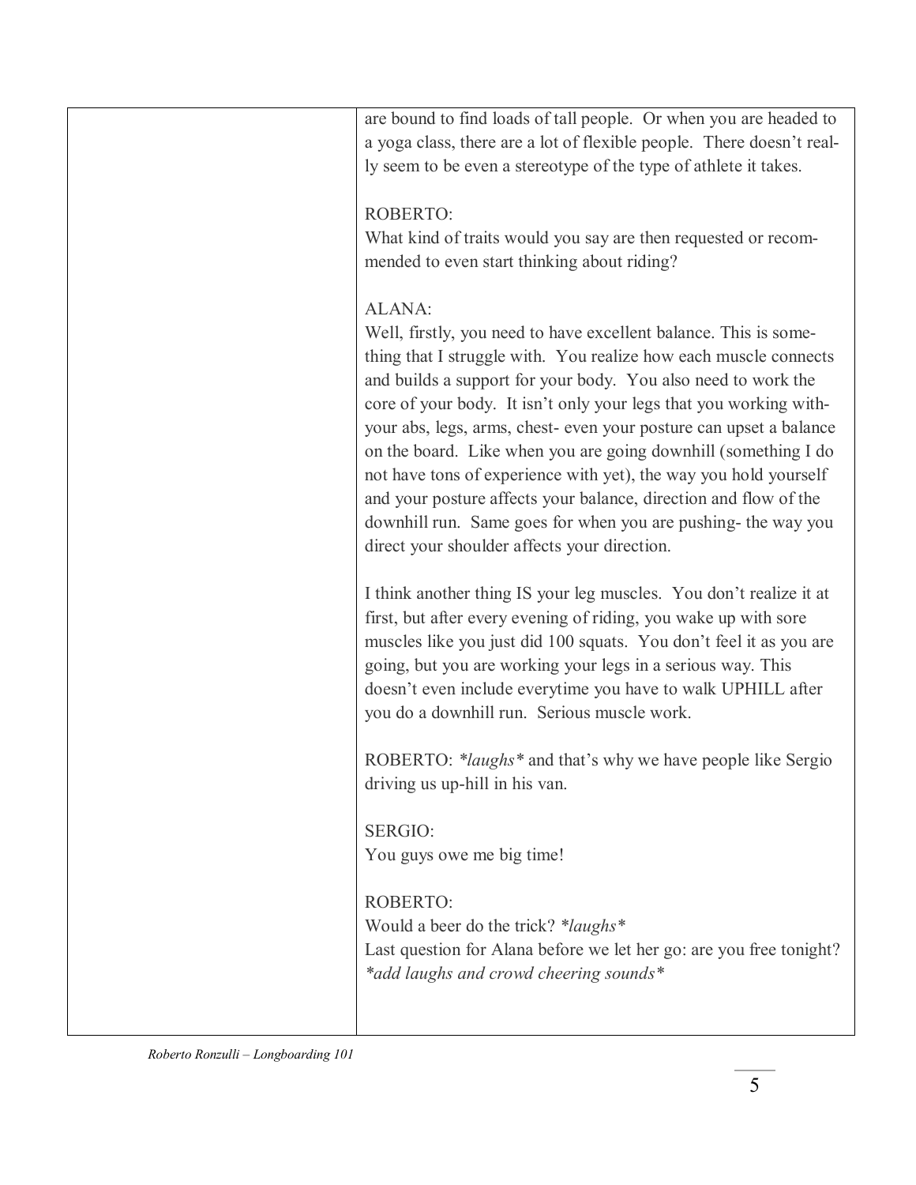are bound to find loads of tall people. Or when you are headed to a yoga class, there are a lot of flexible people. There doesn't really seem to be even a stereotype of the type of athlete it takes.

ROBERTO:
What kind of traits would you say are then requested or recommended to even start thinking about riding?

ALANA:
Well, firstly, you need to have excellent balance. This is something that I struggle with. You realize how each muscle connects and builds a support for your body. You also need to work the core of your body. It isn't only your legs that you working with- your abs, legs, arms, chest- even your posture can upset a balance on the board. Like when you are going downhill (something I do not have tons of experience with yet), the way you hold yourself and your posture affects your balance, direction and flow of the downhill run. Same goes for when you are pushing- the way you direct your shoulder affects your direction.

I think another thing IS your leg muscles. You don't realize it at first, but after every evening of riding, you wake up with sore muscles like you just did 100 squats. You don't feel it as you are going, but you are working your legs in a serious way. This doesn't even include everytime you have to walk UPHILL after you do a downhill run. Serious muscle work.

ROBERTO: *\*laughs\** and that's why we have people like Sergio driving us up-hill in his van.

SERGIO:
You guys owe me big time!

ROBERTO:
Would a beer do the trick? *\*laughs\**
Last question for Alana before we let her go: are you free tonight?
*\*add laughs and crowd cheering sounds\**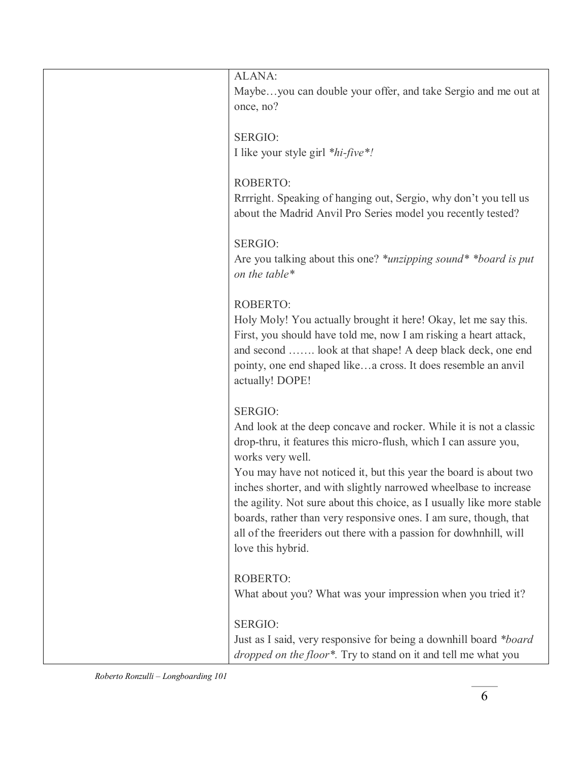| | |
|---|---|
| | ALANA:<br>Maybe…you can double your offer, and take Sergio and me out at once, no?<br><br>SERGIO:<br>I like your style girl *hi-five*!<br><br>ROBERTO:<br>Rrrright. Speaking of hanging out, Sergio, why don't you tell us about the Madrid Anvil Pro Series model you recently tested?<br><br>SERGIO:<br>Are you talking about this one? *unzipping sound* *board is put on the table*<br><br>ROBERTO:<br>Holy Moly! You actually brought it here! Okay, let me say this. First, you should have told me, now I am risking a heart attack, and second ……. look at that shape! A deep black deck, one end pointy, one end shaped like…a cross. It does resemble an anvil actually! DOPE!<br><br>SERGIO:<br>And look at the deep concave and rocker. While it is not a classic drop-thru, it features this micro-flush, which I can assure you, works very well.<br>You may have not noticed it, but this year the board is about two inches shorter, and with slightly narrowed wheelbase to increase the agility. Not sure about this choice, as I usually like more stable boards, rather than very responsive ones. I am sure, though, that all of the freeriders out there with a passion for dowhnhill, will love this hybrid.<br><br>ROBERTO:<br>What about you? What was your impression when you tried it?<br><br>SERGIO:<br>Just as I said, very responsive for being a downhill board *board dropped on the floor*. Try to stand on it and tell me what you |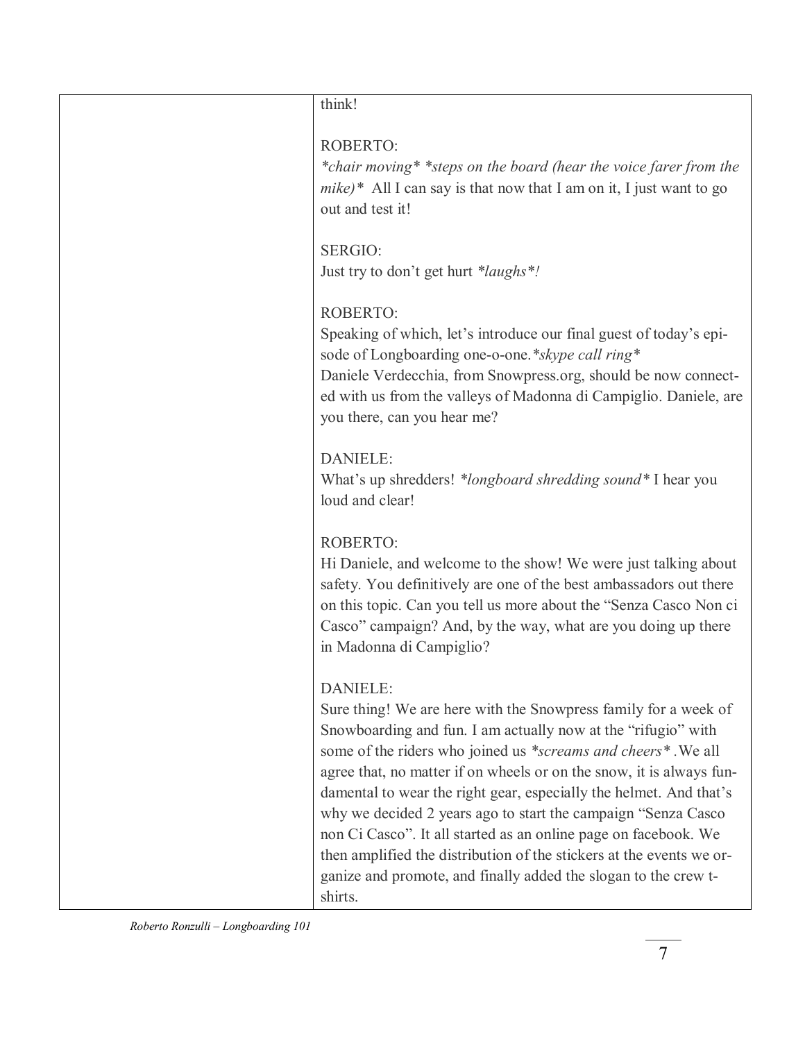| | think!<br><br>ROBERTO:<br>*\*chair moving\* \*steps on the board (hear the voice farer from the mike)\** All I can say is that now that I am on it, I just want to go out and test it!<br><br>SERGIO:<br>Just try to don't get hurt *\*laughs\*!*<br><br>ROBERTO:<br>Speaking of which, let's introduce our final guest of today's episode of Longboarding one-o-one.*\*skype call ring\**<br>Daniele Verdecchia, from Snowpress.org, should be now connected with us from the valleys of Madonna di Campiglio. Daniele, are you there, can you hear me?<br><br>DANIELE:<br>What's up shredders! *\*longboard shredding sound\** I hear you loud and clear!<br><br>ROBERTO:<br>Hi Daniele, and welcome to the show! We were just talking about safety. You definitively are one of the best ambassadors out there on this topic. Can you tell us more about the "Senza Casco Non ci Casco" campaign? And, by the way, what are you doing up there in Madonna di Campiglio?<br><br>DANIELE:<br>Sure thing! We are here with the Snowpress family for a week of Snowboarding and fun. I am actually now at the "rifugio" with some of the riders who joined us *\*screams and cheers\** .We all agree that, no matter if on wheels or on the snow, it is always fundamental to wear the right gear, especially the helmet. And that's why we decided 2 years ago to start the campaign "Senza Casco non Ci Casco". It all started as an online page on facebook. We then amplified the distribution of the stickers at the events we organize and promote, and finally added the slogan to the crew t-shirts. |
|---|---|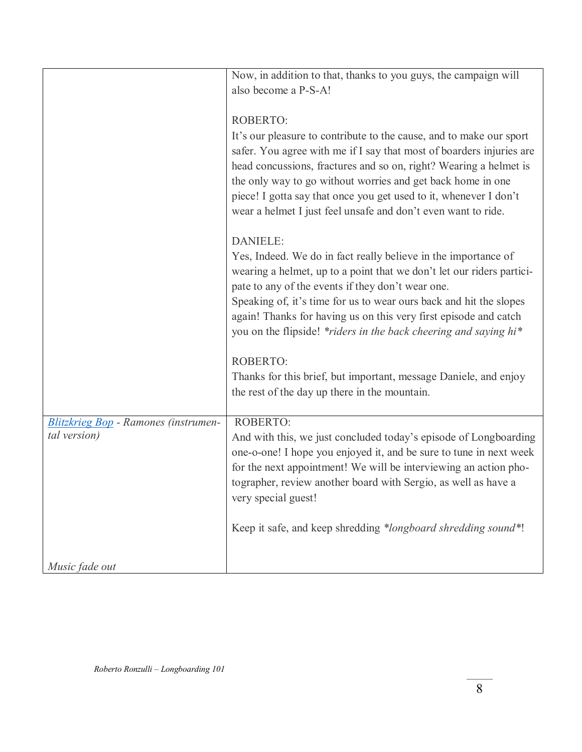| | |
|---|---|
| | Now, in addition to that, thanks to you guys, the campaign will also become a P-S-A!<br><br>ROBERTO:<br>It's our pleasure to contribute to the cause, and to make our sport safer. You agree with me if I say that most of boarders injuries are head concussions, fractures and so on, right? Wearing a helmet is the only way to go without worries and get back home in one piece! I gotta say that once you get used to it, whenever I don't wear a helmet I just feel unsafe and don't even want to ride.<br><br>DANIELE:<br>Yes, Indeed. We do in fact really believe in the importance of wearing a helmet, up to a point that we don't let our riders participate to any of the events if they don't wear one.<br>Speaking of, it's time for us to wear ours back and hit the slopes again! Thanks for having us on this very first episode and catch you on the flipside! *riders in the back cheering and saying hi*<br><br>ROBERTO:<br>Thanks for this brief, but important, message Daniele, and enjoy the rest of the day up there in the mountain. |
| Blitzkrieg Bop - *Ramones (instrumental version)*<br><br><br><br><br><br><br><br>*Music fade out* | ROBERTO:<br>And with this, we just concluded today's episode of Longboarding one-o-one! I hope you enjoyed it, and be sure to tune in next week for the next appointment! We will be interviewing an action photographer, review another board with Sergio, as well as have a very special guest!<br><br>Keep it safe, and keep shredding *longboard shredding sound*! |